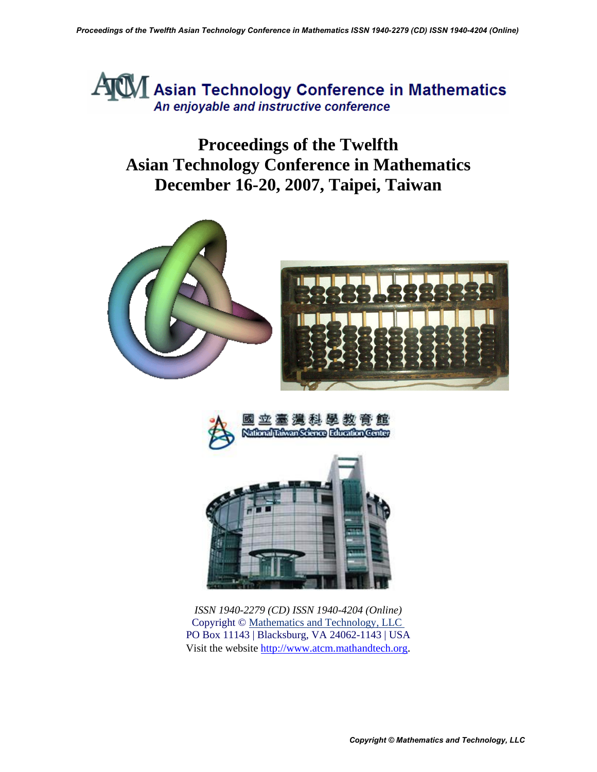ATCM Asian Technology Conference in Mathematics

*An enjoyable and instructive conference*

# Proceedings of the Twelfth Asian Technology Conference in Mathematics December 16-20, 2007, Taipei, Taiwan

國立臺灣科學教育館

National Taiwan Science Education Center

*ISSN 1940-2279 (CD) ISSN 1940-4204 (Online)*

Copyright © Mathematics and Technology, LLC

PO Box 11143 | Blacksburg, VA 24062-1143 | USA

Visit the website http://www.atcm.mathandtech.org.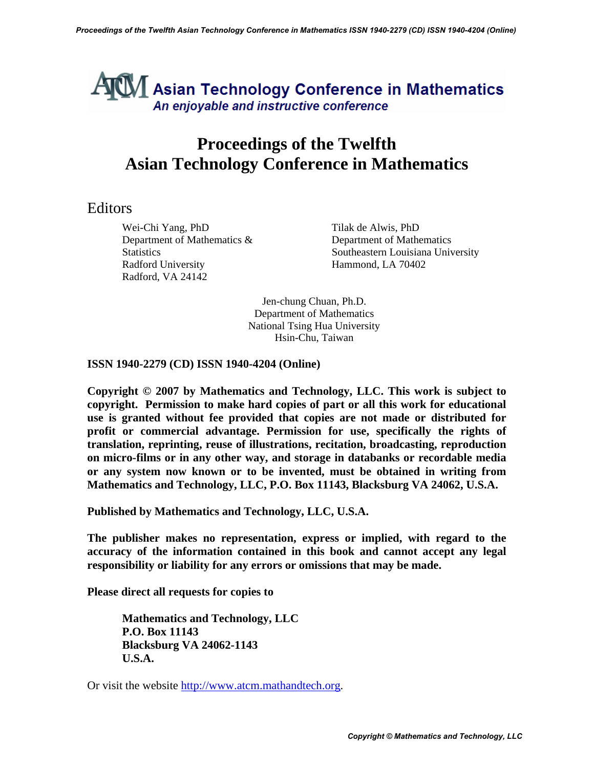Asian Technology Conference in Mathematics
*An enjoyable and instructive conference*

# Proceedings of the Twelfth Asian Technology Conference in Mathematics

## Editors

Wei-Chi Yang, PhD
Department of Mathematics & Statistics
Radford University
Radford, VA 24142

Tilak de Alwis, PhD
Department of Mathematics
Southeastern Louisiana University
Hammond, LA 70402

Jen-chung Chuan, Ph.D.
Department of Mathematics
National Tsing Hua University
Hsin-Chu, Taiwan

**ISSN 1940-2279 (CD) ISSN 1940-4204 (Online)**

**Copyright © 2007 by Mathematics and Technology, LLC. This work is subject to copyright. Permission to make hard copies of part or all this work for educational use is granted without fee provided that copies are not made or distributed for profit or commercial advantage. Permission for use, specifically the rights of translation, reprinting, reuse of illustrations, recitation, broadcasting, reproduction on micro-films or in any other way, and storage in databanks or recordable media or any system now known or to be invented, must be obtained in writing from Mathematics and Technology, LLC, P.O. Box 11143, Blacksburg VA 24062, U.S.A.**

**Published by Mathematics and Technology, LLC, U.S.A.**

**The publisher makes no representation, express or implied, with regard to the accuracy of the information contained in this book and cannot accept any legal responsibility or liability for any errors or omissions that may be made.**

**Please direct all requests for copies to**

**Mathematics and Technology, LLC**
**P.O. Box 11143**
**Blacksburg VA 24062-1143**
**U.S.A.**

Or visit the website http://www.atcm.mathandtech.org.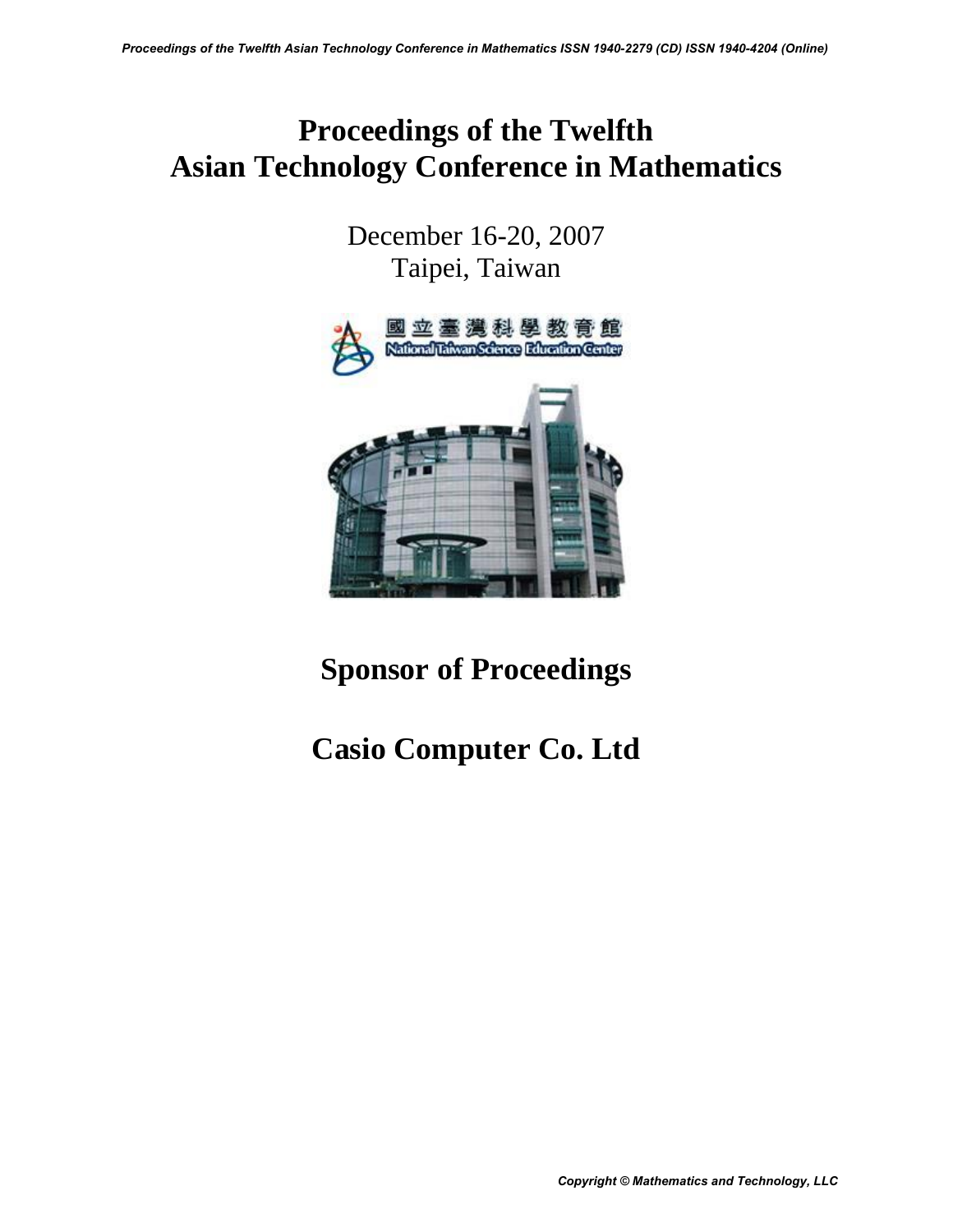# Proceedings of the Twelfth Asian Technology Conference in Mathematics

December 16-20, 2007
Taipei, Taiwan

## Sponsor of Proceedings

## Casio Computer Co. Ltd

*Copyright © Mathematics and Technology, LLC*